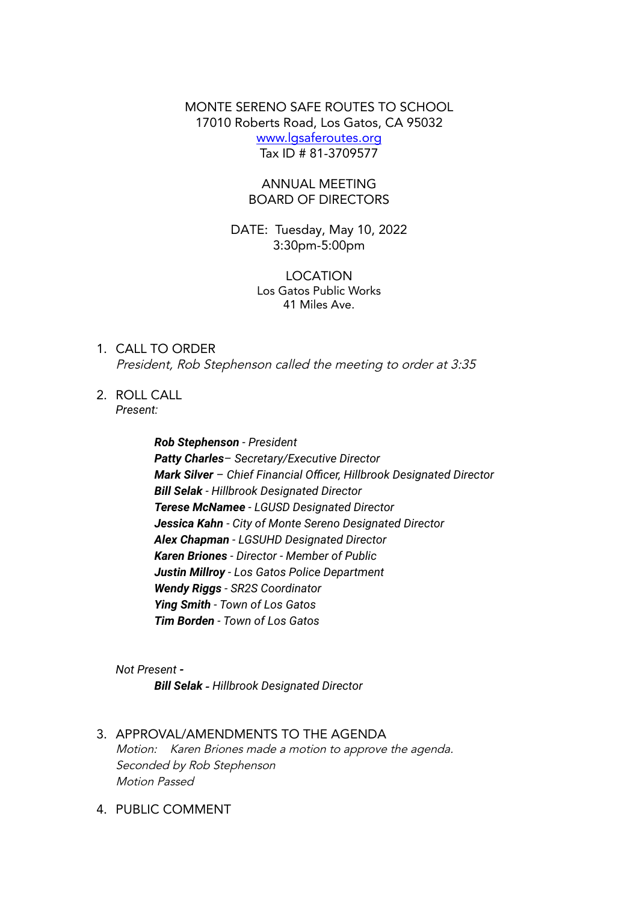MONTE SERENO SAFE ROUTES TO SCHOOL
17010 Roberts Road, Los Gatos, CA 95032
[www.lgsaferoutes.org](http://www.lgsaferoutes.org)
Tax ID # 81-3709577

ANNUAL MEETING
BOARD OF DIRECTORS

DATE: Tuesday, May 10, 2022
3:30pm-5:00pm

LOCATION
Los Gatos Public Works
41 Miles Ave.

1. CALL TO ORDER
   *President, Rob Stephenson called the meeting to order at 3:35*

2. ROLL CALL
   *Present:*

   ***Rob Stephenson** - President*
   ***Patty Charles**– Secretary/Executive Director*
   ***Mark Silver** – Chief Financial Officer, Hillbrook Designated Director*
   ***Bill Selak** - Hillbrook Designated Director*
   ***Terese McNamee** - LGUSD Designated Director*
   ***Jessica Kahn** - City of Monte Sereno Designated Director*
   ***Alex Chapman** - LGSUHD Designated Director*
   ***Karen Briones** - Director - Member of Public*
   ***Justin Millroy** - Los Gatos Police Department*
   ***Wendy Riggs** - SR2S Coordinator*
   ***Ying Smith** - Town of Los Gatos*
   ***Tim Borden** - Town of Los Gatos*

   *Not Present -*
   ***Bill Selak** - Hillbrook Designated Director*

3. APPROVAL/AMENDMENTS TO THE AGENDA
   *Motion: Karen Briones made a motion to approve the agenda.*
   *Seconded by Rob Stephenson*
   *Motion Passed*

4. PUBLIC COMMENT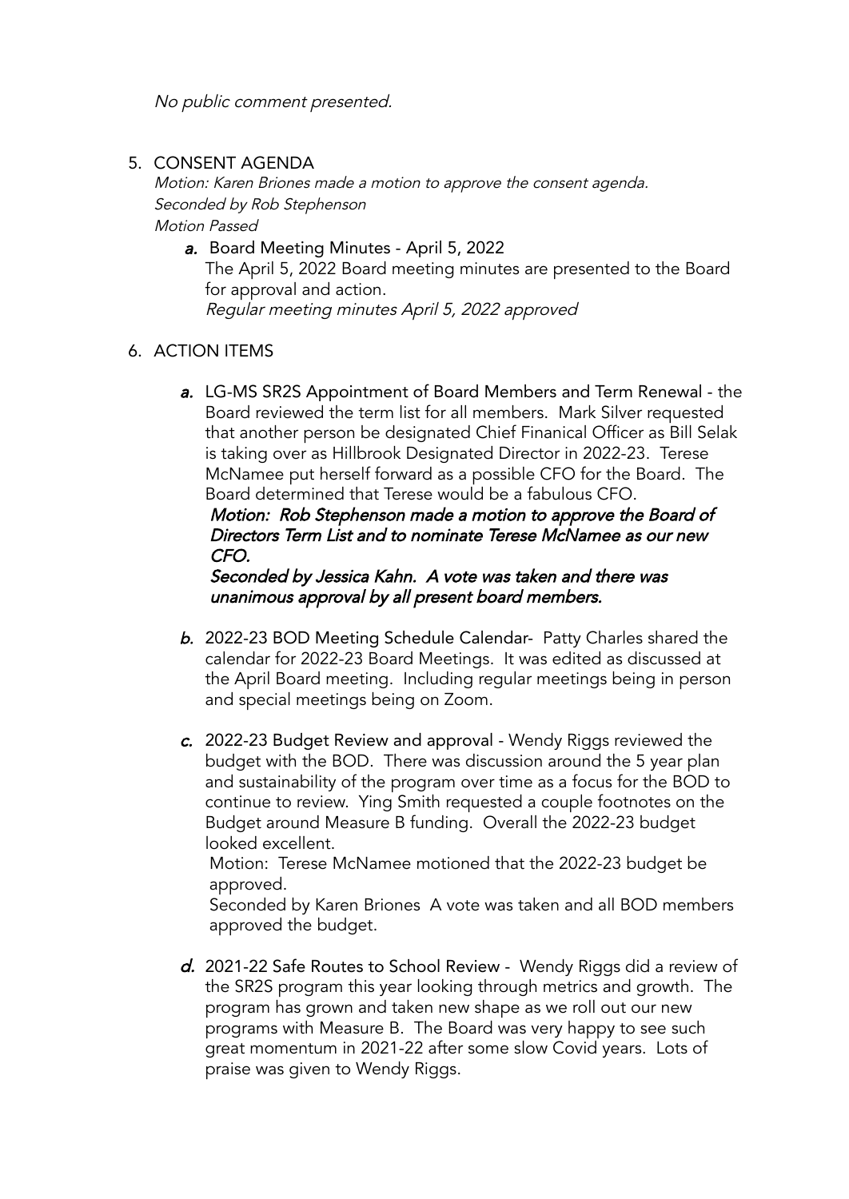*No public comment presented.*

5. CONSENT AGENDA

   *Motion: Karen Briones made a motion to approve the consent agenda.*
   *Seconded by Rob Stephenson*
   *Motion Passed*

   ***a.*** Board Meeting Minutes - April 5, 2022
   The April 5, 2022 Board meeting minutes are presented to the Board for approval and action.
   *Regular meeting minutes April 5, 2022 approved*

6. ACTION ITEMS

   ***a.*** LG-MS SR2S Appointment of Board Members and Term Renewal - the Board reviewed the term list for all members. Mark Silver requested that another person be designated Chief Finanical Officer as Bill Selak is taking over as Hillbrook Designated Director in 2022-23. Terese McNamee put herself forward as a possible CFO for the Board. The Board determined that Terese would be a fabulous CFO.
   ***Motion: Rob Stephenson made a motion to approve the Board of Directors Term List and to nominate Terese McNamee as our new CFO.***
   ***Seconded by Jessica Kahn. A vote was taken and there was unanimous approval by all present board members.***

   ***b.*** 2022-23 BOD Meeting Schedule Calendar- Patty Charles shared the calendar for 2022-23 Board Meetings. It was edited as discussed at the April Board meeting. Including regular meetings being in person and special meetings being on Zoom.

   ***c.*** 2022-23 Budget Review and approval - Wendy Riggs reviewed the budget with the BOD. There was discussion around the 5 year plan and sustainability of the program over time as a focus for the BOD to continue to review. Ying Smith requested a couple footnotes on the Budget around Measure B funding. Overall the 2022-23 budget looked excellent.
   Motion: Terese McNamee motioned that the 2022-23 budget be approved.
   Seconded by Karen Briones A vote was taken and all BOD members approved the budget.

   ***d.*** 2021-22 Safe Routes to School Review - Wendy Riggs did a review of the SR2S program this year looking through metrics and growth. The program has grown and taken new shape as we roll out our new programs with Measure B. The Board was very happy to see such great momentum in 2021-22 after some slow Covid years. Lots of praise was given to Wendy Riggs.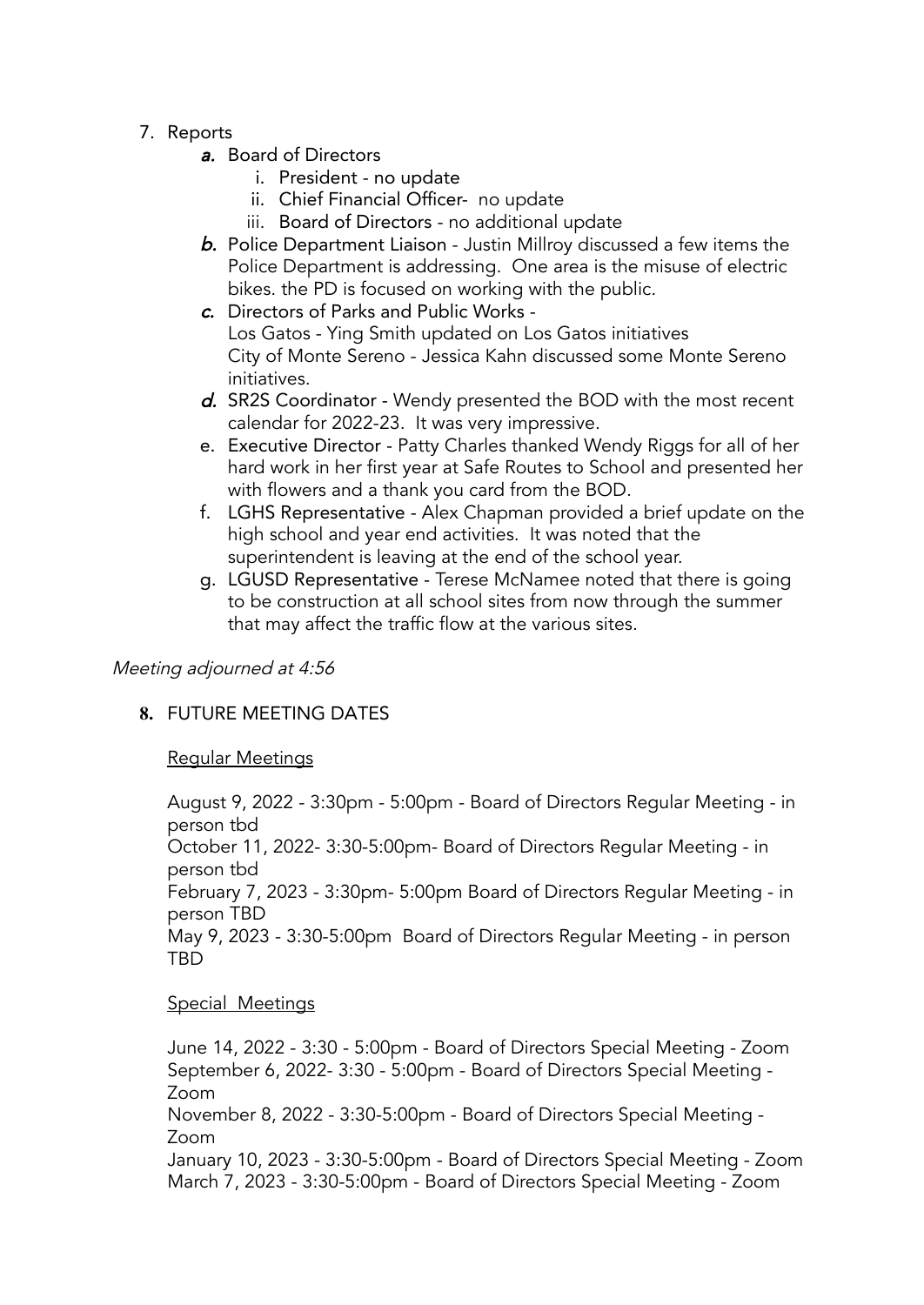7. Reports
    a. Board of Directors
        i. President - no update
        ii. Chief Financial Officer- no update
        iii. Board of Directors - no additional update
    b. Police Department Liaison - Justin Millroy discussed a few items the Police Department is addressing. One area is the misuse of electric bikes. the PD is focused on working with the public.
    c. Directors of Parks and Public Works -
       Los Gatos - Ying Smith updated on Los Gatos initiatives
       City of Monte Sereno - Jessica Kahn discussed some Monte Sereno initiatives.
    d. SR2S Coordinator - Wendy presented the BOD with the most recent calendar for 2022-23. It was very impressive.
    e. Executive Director - Patty Charles thanked Wendy Riggs for all of her hard work in her first year at Safe Routes to School and presented her with flowers and a thank you card from the BOD.
    f. LGHS Representative - Alex Chapman provided a brief update on the high school and year end activities. It was noted that the superintendent is leaving at the end of the school year.
    g. LGUSD Representative - Terese McNamee noted that there is going to be construction at all school sites from now through the summer that may affect the traffic flow at the various sites.

*Meeting adjourned at 4:56*

8. FUTURE MEETING DATES

<u>Regular Meetings</u>

August 9, 2022 - 3:30pm - 5:00pm - Board of Directors Regular Meeting - in person tbd
October 11, 2022- 3:30-5:00pm- Board of Directors Regular Meeting - in person tbd
February 7, 2023 - 3:30pm- 5:00pm Board of Directors Regular Meeting - in person TBD
May 9, 2023 - 3:30-5:00pm Board of Directors Regular Meeting - in person TBD

<u>Special Meetings</u>

June 14, 2022 - 3:30 - 5:00pm - Board of Directors Special Meeting - Zoom
September 6, 2022- 3:30 - 5:00pm - Board of Directors Special Meeting - Zoom
November 8, 2022 - 3:30-5:00pm - Board of Directors Special Meeting - Zoom
January 10, 2023 - 3:30-5:00pm - Board of Directors Special Meeting - Zoom
March 7, 2023 - 3:30-5:00pm - Board of Directors Special Meeting - Zoom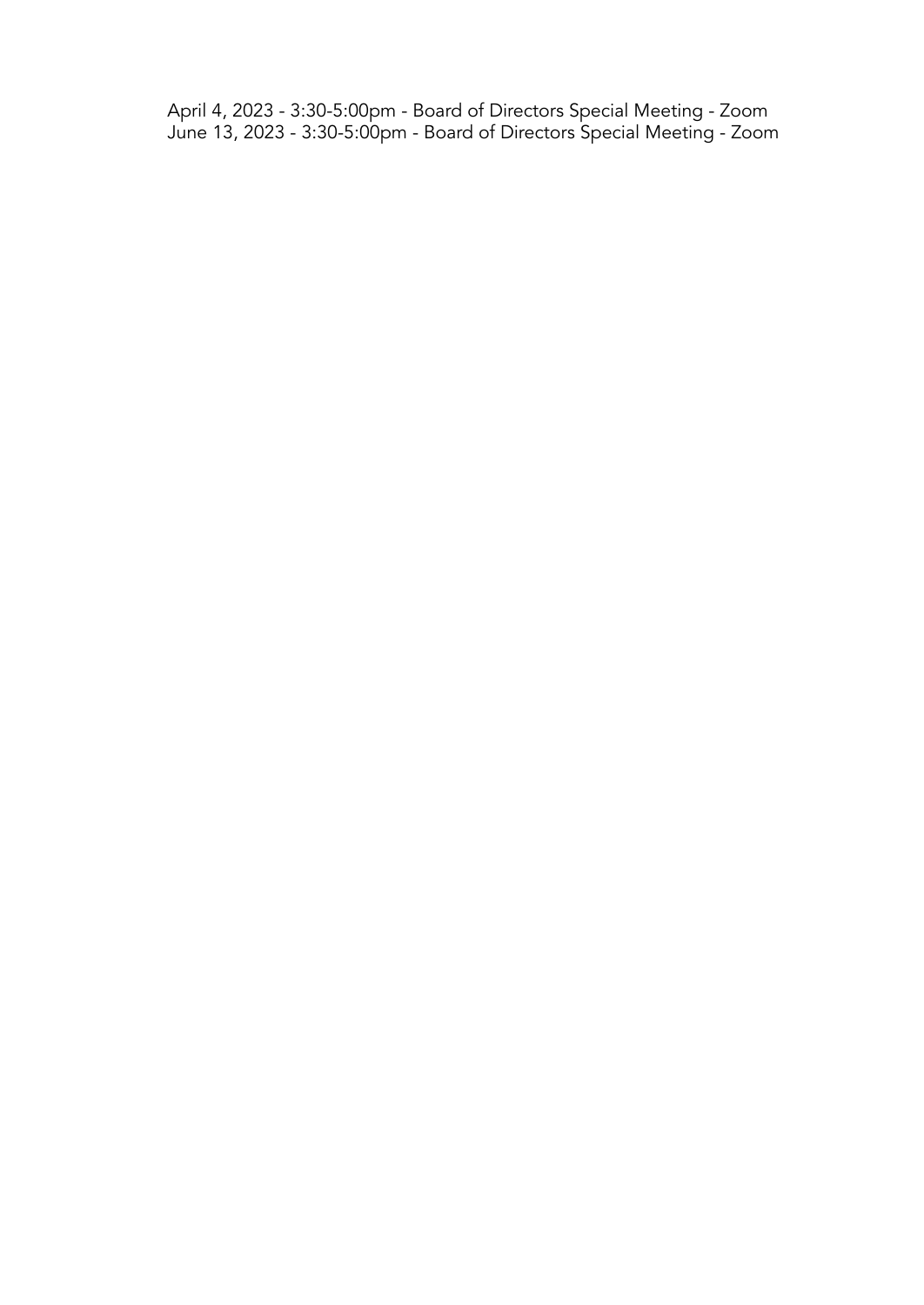April 4, 2023 - 3:30-5:00pm - Board of Directors Special Meeting - Zoom
June 13, 2023 - 3:30-5:00pm - Board of Directors Special Meeting - Zoom